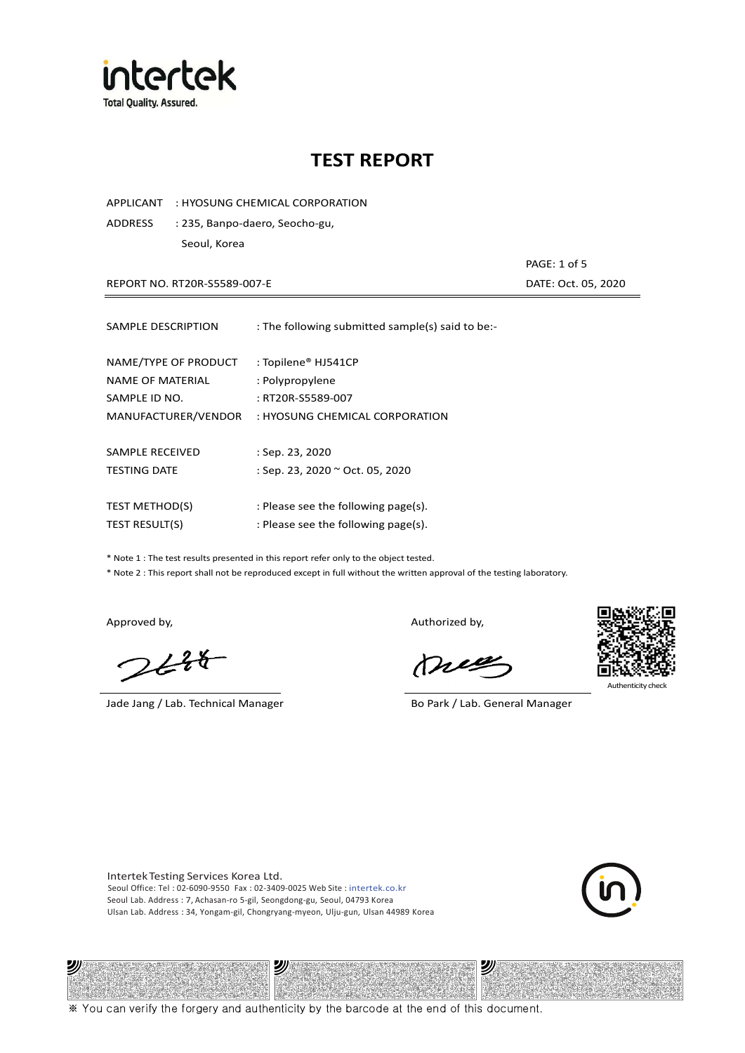# TEST REPORT

APPLICANT : HYOSUNG CHEMICAL CORPORATION

ADDRESS : 235, Banpo-daero, Seocho-gu, Seoul, Korea

REPORT NO. RT20R-S5589-007-E

DATE: Oct. 05, 2020

SAMPLE DESCRIPTION : The following submitted sample(s) said to be:-

NAME/TYPE OF PRODUCT : Topilene® HJ541CP

NAME OF MATERIAL : Polypropylene

SAMPLE ID NO. : RT20R-S5589-007

MANUFACTURER/VENDOR : HYOSUNG CHEMICAL CORPORATION

SAMPLE RECEIVED : Sep. 23, 2020

TESTING DATE : Sep. 23, 2020 ~ Oct. 05, 2020

TEST METHOD(S) : Please see the following page(s).

TEST RESULT(S) : Please see the following page(s).

* Note 1 : The test results presented in this report refer only to the object tested.

* Note 2 : This report shall not be reproduced except in full without the written approval of the testing laboratory.

Approved by,

Jade Jang / Lab. Technical Manager

Authorized by,

Bo Park / Lab. General Manager

Authenticity check

Intertek Testing Services Korea Ltd.
Seoul Office: Tel : 02-6090-9550 Fax : 02-3409-0025 Web Site : intertek.co.kr
Seoul Lab. Address : 7, Achasan-ro 5-gil, Seongdong-gu, Seoul, 04793 Korea
Ulsan Lab. Address : 34, Yongam-gil, Chongryang-myeon, Ulju-gun, Ulsan 44989 Korea

※ You can verify the forgery and authenticity by the barcode at the end of this document.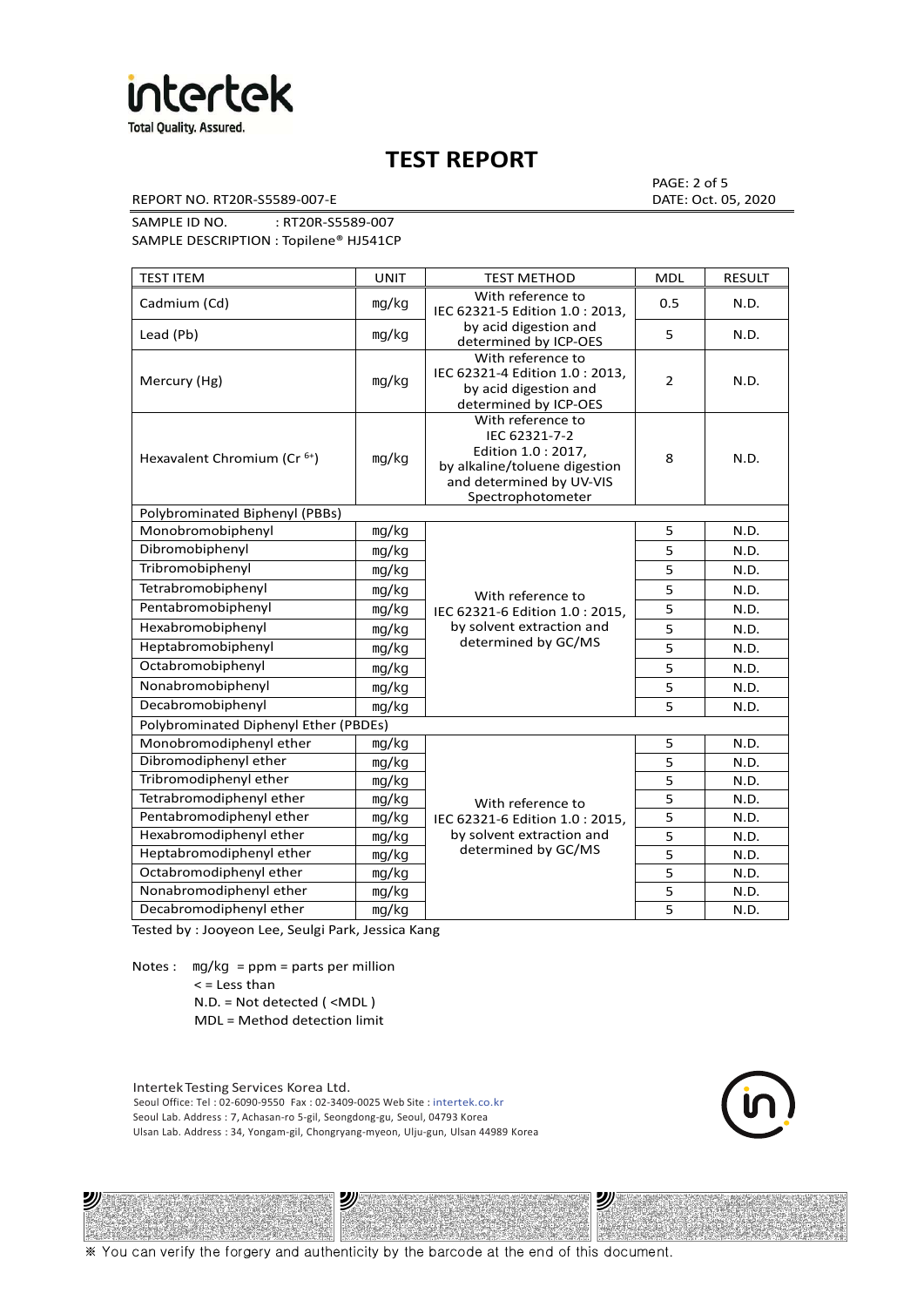# TEST REPORT

REPORT NO. RT20R-S5589-007-E

PAGE: 2 of 5
DATE: Oct. 05, 2020

SAMPLE ID NO. : RT20R-S5589-007
SAMPLE DESCRIPTION : Topilene® HJ541CP

| TEST ITEM | UNIT | TEST METHOD | MDL | RESULT |
|---|---|---|---|---|
| Cadmium (Cd) | mg/kg | With reference to IEC 62321-5 Edition 1.0 : 2013, by acid digestion and determined by ICP-OES | 0.5 | N.D. |
| Lead (Pb) | mg/kg | | 5 | N.D. |
| Mercury (Hg) | mg/kg | With reference to IEC 62321-4 Edition 1.0 : 2013, by acid digestion and determined by ICP-OES | 2 | N.D. |
| Hexavalent Chromium ($Cr^{6+}$) | mg/kg | With reference to IEC 62321-7-2 Edition 1.0 : 2017, by alkaline/toluene digestion and determined by UV-VIS Spectrophotometer | 8 | N.D. |
| Polybrominated Biphenyl (PBBs) | | | | |
| Monobromobiphenyl | mg/kg | With reference to IEC 62321-6 Edition 1.0 : 2015, by solvent extraction and determined by GC/MS | 5 | N.D. |
| Dibromobiphenyl | mg/kg | | 5 | N.D. |
| Tribromobiphenyl | mg/kg | | 5 | N.D. |
| Tetrabromobiphenyl | mg/kg | | 5 | N.D. |
| Pentabromobiphenyl | mg/kg | | 5 | N.D. |
| Hexabromobiphenyl | mg/kg | | 5 | N.D. |
| Heptabromobiphenyl | mg/kg | | 5 | N.D. |
| Octabromobiphenyl | mg/kg | | 5 | N.D. |
| Nonabromobiphenyl | mg/kg | | 5 | N.D. |
| Decabromobiphenyl | mg/kg | | 5 | N.D. |
| Polybrominated Diphenyl Ether (PBDEs) | | | | |
| Monobromodiphenyl ether | mg/kg | With reference to IEC 62321-6 Edition 1.0 : 2015, by solvent extraction and determined by GC/MS | 5 | N.D. |
| Dibromodiphenyl ether | mg/kg | | 5 | N.D. |
| Tribromodiphenyl ether | mg/kg | | 5 | N.D. |
| Tetrabromodiphenyl ether | mg/kg | | 5 | N.D. |
| Pentabromodiphenyl ether | mg/kg | | 5 | N.D. |
| Hexabromodiphenyl ether | mg/kg | | 5 | N.D. |
| Heptabromodiphenyl ether | mg/kg | | 5 | N.D. |
| Octabromodiphenyl ether | mg/kg | | 5 | N.D. |
| Nonabromodiphenyl ether | mg/kg | | 5 | N.D. |
| Decabromodiphenyl ether | mg/kg | | 5 | N.D. |

Tested by : Jooyeon Lee, Seulgi Park, Jessica Kang

Notes : mg/kg = ppm = parts per million
< = Less than
N.D. = Not detected ( <MDL )
MDL = Method detection limit

Intertek Testing Services Korea Ltd.
Seoul Office: Tel : 02-6090-9550 Fax : 02-3409-0025 Web Site : intertek.co.kr
Seoul Lab. Address : 7, Achasan-ro 5-gil, Seongdong-gu, Seoul, 04793 Korea
Ulsan Lab. Address : 34, Yongam-gil, Chongryang-myeon, Ulju-gun, Ulsan 44989 Korea

※ You can verify the forgery and authenticity by the barcode at the end of this document.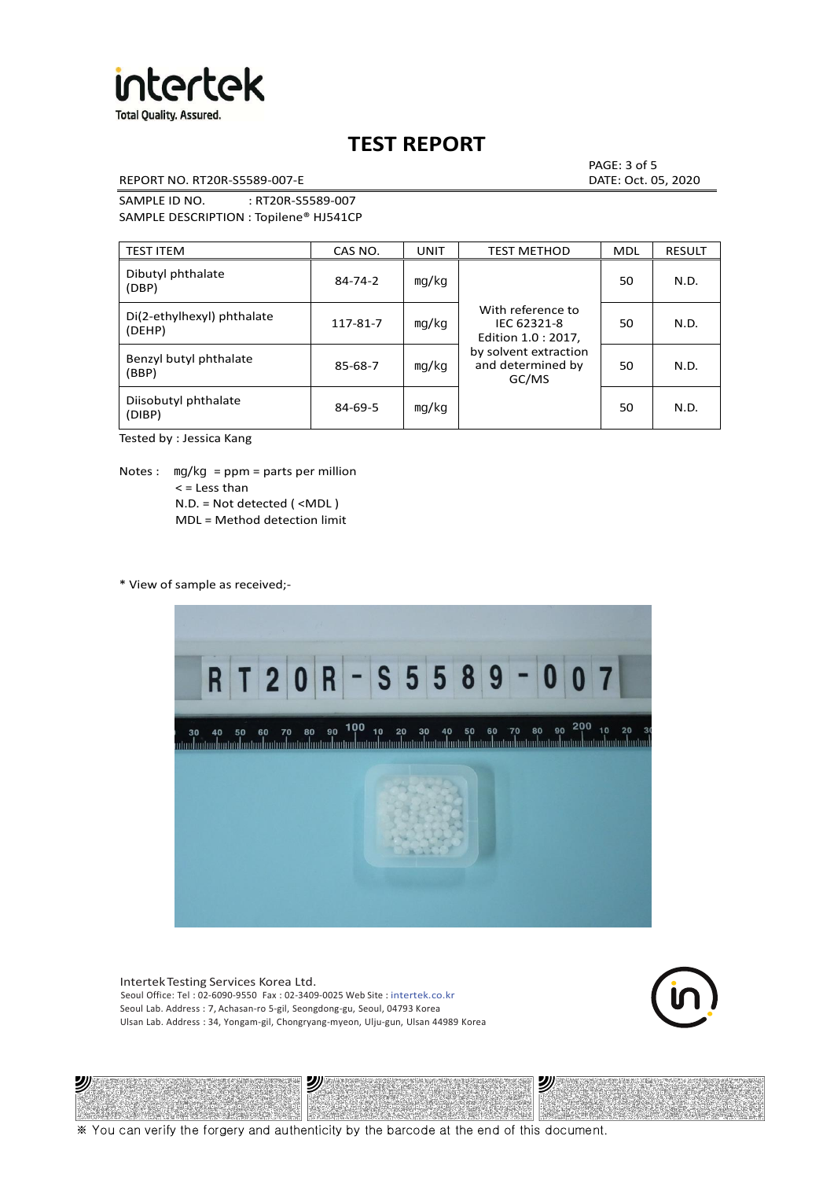# TEST REPORT

REPORT NO. RT20R-S5589-007-E

DATE: Oct. 05, 2020

SAMPLE ID NO. : RT20R-S5589-007

SAMPLE DESCRIPTION : Topilene® HJ541CP

| TEST ITEM | CAS NO. | UNIT | TEST METHOD | MDL | RESULT |
|---|---|---|---|---|---|
| Dibutyl phthalate (DBP) | 84-74-2 | mg/kg | With reference to IEC 62321-8 Edition 1.0 : 2017, by solvent extraction and determined by GC/MS | 50 | N.D. |
| Di(2-ethylhexyl) phthalate (DEHP) | 117-81-7 | mg/kg | | 50 | N.D. |
| Benzyl butyl phthalate (BBP) | 85-68-7 | mg/kg | | 50 | N.D. |
| Diisobutyl phthalate (DIBP) | 84-69-5 | mg/kg | | 50 | N.D. |

Tested by : Jessica Kang

Notes : mg/kg = ppm = parts per million
< = Less than
N.D. = Not detected ( <MDL )
MDL = Method detection limit

* View of sample as received;-

Intertek Testing Services Korea Ltd.
Seoul Office: Tel : 02-6090-9550 Fax : 02-3409-0025 Web Site : intertek.co.kr
Seoul Lab. Address : 7, Achasan-ro 5-gil, Seongdong-gu, Seoul, 04793 Korea
Ulsan Lab. Address : 34, Yongam-gil, Chongryang-myeon, Ulju-gun, Ulsan 44989 Korea

※ You can verify the forgery and authenticity by the barcode at the end of this document.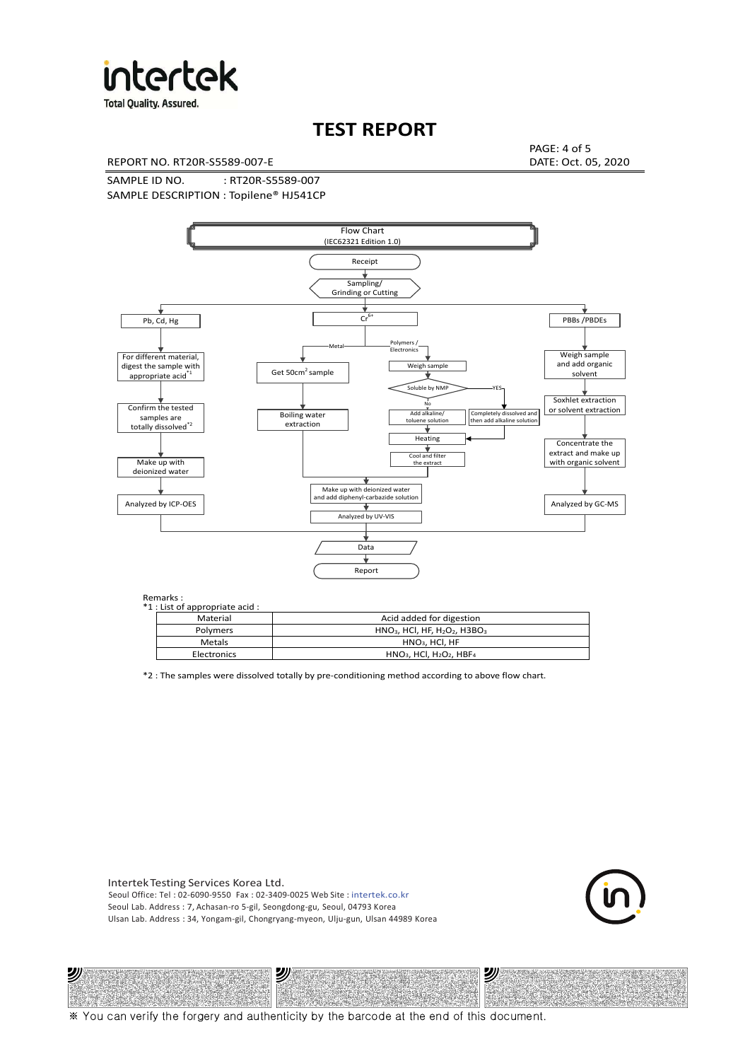# TEST REPORT

REPORT NO. RT20R-S5589-007-E

DATE: Oct. 05, 2020

SAMPLE ID NO. : RT20R-S5589-007

SAMPLE DESCRIPTION : Topilene® HJ541CP

Flow Chart
(IEC62321 Edition 1.0)

Receipt → Sampling/ Grinding or Cutting

- Pb, Cd, Hg → For different material, digest the sample with appropriate acid[*1] → Confirm the tested samples are totally dissolved[*2] → Make up with deionized water → Analyzed by ICP-OES
- $Cr^{6+}$
  - Metal → Get $50cm^2$ sample → Boiling water extraction → Make up with deionized water and add diphenyl-carbazide solution → Analyzed by UV-VIS
  - Polymers / Electronics → Weigh sample → Soluble by NMP
    - No → Add alkaline/ toluene solution → Heating → Cool and filter the extract → Make up with deionized water and add diphenyl-carbazide solution → Analyzed by UV-VIS
    - YES → Completely dissolved and then add alkaline solution → Heating
- PBBs /PBDEs → Weigh sample and add organic solvent → Soxhlet extraction or solvent extraction → Concentrate the extract and make up with organic solvent → Analyzed by GC-MS

→ Data → Report

Remarks :

*1 : List of appropriate acid :

| Material | Acid added for digestion |
| --- | --- |
| Polymers | $HNO_3$, HCl, HF, $H_2O_2$, $H3BO_3$ |
| Metals | $HNO_3$, HCl, HF |
| Electronics | $HNO_3$, HCl, $H_2O_2$, $HBF_4$ |

*2 : The samples were dissolved totally by pre-conditioning method according to above flow chart.

Intertek Testing Services Korea Ltd.
Seoul Office: Tel : 02-6090-9550 Fax : 02-3409-0025 Web Site : intertek.co.kr
Seoul Lab. Address : 7, Achasan-ro 5-gil, Seongdong-gu, Seoul, 04793 Korea
Ulsan Lab. Address : 34, Yongam-gil, Chongryang-myeon, Ulju-gun, Ulsan 44989 Korea

※ You can verify the forgery and authenticity by the barcode at the end of this document.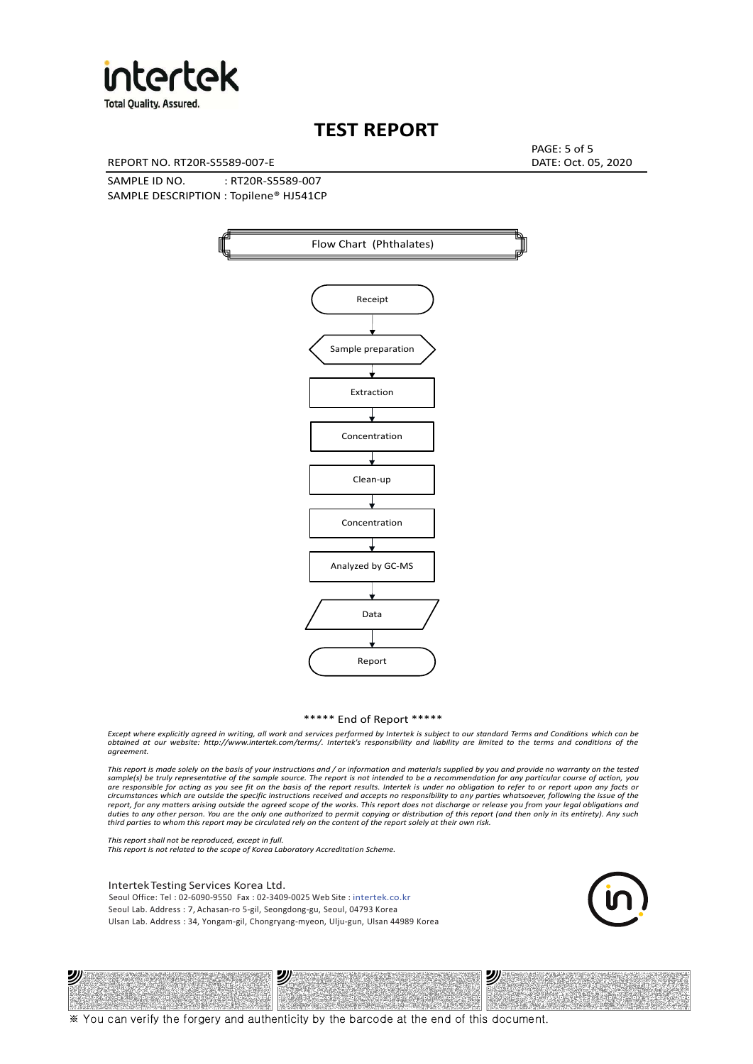# TEST REPORT

REPORT NO. RT20R-S5589-007-E

DATE: Oct. 05, 2020

SAMPLE ID NO. : RT20R-S5589-007

SAMPLE DESCRIPTION : Topilene® HJ541CP

Flow Chart (Phthalates)

Receipt

Sample preparation

Extraction

Concentration

Clean-up

Concentration

Analyzed by GC-MS

Data

Report

\*\*\*\*\* End of Report \*\*\*\*\*

*Except where explicitly agreed in writing, all work and services performed by Intertek is subject to our standard Terms and Conditions which can be obtained at our website: http://www.intertek.com/terms/. Intertek's responsibility and liability are limited to the terms and conditions of the agreement.*

*This report is made solely on the basis of your instructions and / or information and materials supplied by you and provide no warranty on the tested sample(s) be truly representative of the sample source. The report is not intended to be a recommendation for any particular course of action, you are responsible for acting as you see fit on the basis of the report results. Intertek is under no obligation to refer to or report upon any facts or circumstances which are outside the specific instructions received and accepts no responsibility to any parties whatsoever, following the issue of the report, for any matters arising outside the agreed scope of the works. This report does not discharge or release you from your legal obligations and duties to any other person. You are the only one authorized to permit copying or distribution of this report (and then only in its entirety). Any such third parties to whom this report may be circulated rely on the content of the report solely at their own risk.*

*This report shall not be reproduced, except in full.*
*This report is not related to the scope of Korea Laboratory Accreditation Scheme.*

Intertek Testing Services Korea Ltd.
Seoul Office: Tel : 02-6090-9550 Fax : 02-3409-0025 Web Site : intertek.co.kr
Seoul Lab. Address : 7, Achasan-ro 5-gil, Seongdong-gu, Seoul, 04793 Korea
Ulsan Lab. Address : 34, Yongam-gil, Chongryang-myeon, Ulju-gun, Ulsan 44989 Korea

※ You can verify the forgery and authenticity by the barcode at the end of this document.